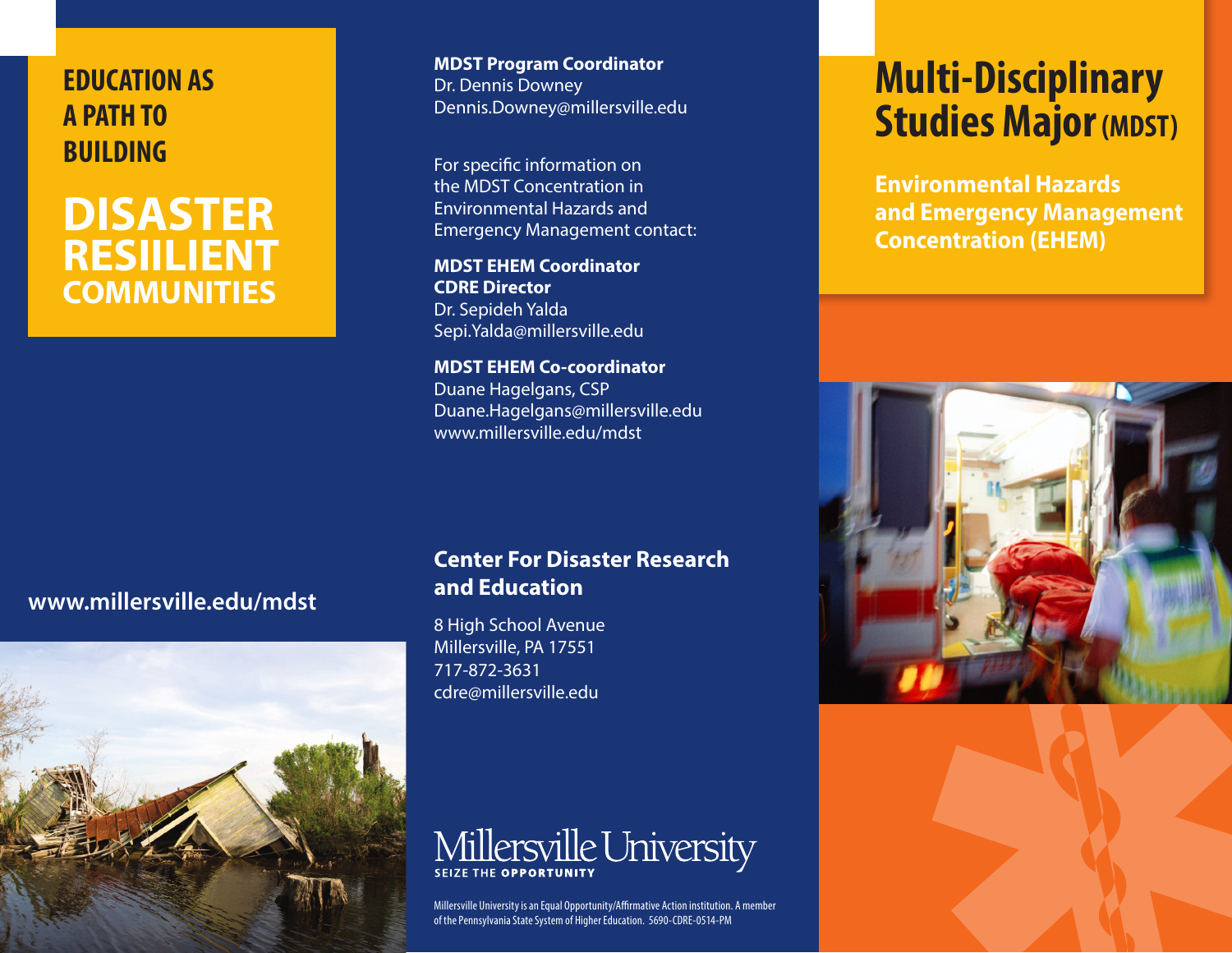# EDUCATION AS A PATH TO BUILDING

# DISASTER RESIILIENT COMMUNITIES

**www.millersville.edu/mdst**

**MDST Program Coordinator**
Dr. Dennis Downey
Dennis.Downey@millersville.edu

For specific information on the MDST Concentration in Environmental Hazards and Emergency Management contact:

**MDST EHEM Coordinator**
**CDRE Director**
Dr. Sepideh Yalda
Sepi.Yalda@millersville.edu

**MDST EHEM Co-coordinator**
Duane Hagelgans, CSP
Duane.Hagelgans@millersville.edu
www.millersville.edu/mdst

## Center For Disaster Research and Education

8 High School Avenue
Millersville, PA 17551
717-872-3631
cdre@millersville.edu

Millersville University
SEIZE THE **OPPORTUNITY**

Millersville University is an Equal Opportunity/Affirmative Action institution. A member of the Pennsylvania State System of Higher Education. 5690-CDRE-0514-PM

# Multi-Disciplinary Studies Major (MDST)

## Environmental Hazards and Emergency Management Concentration (EHEM)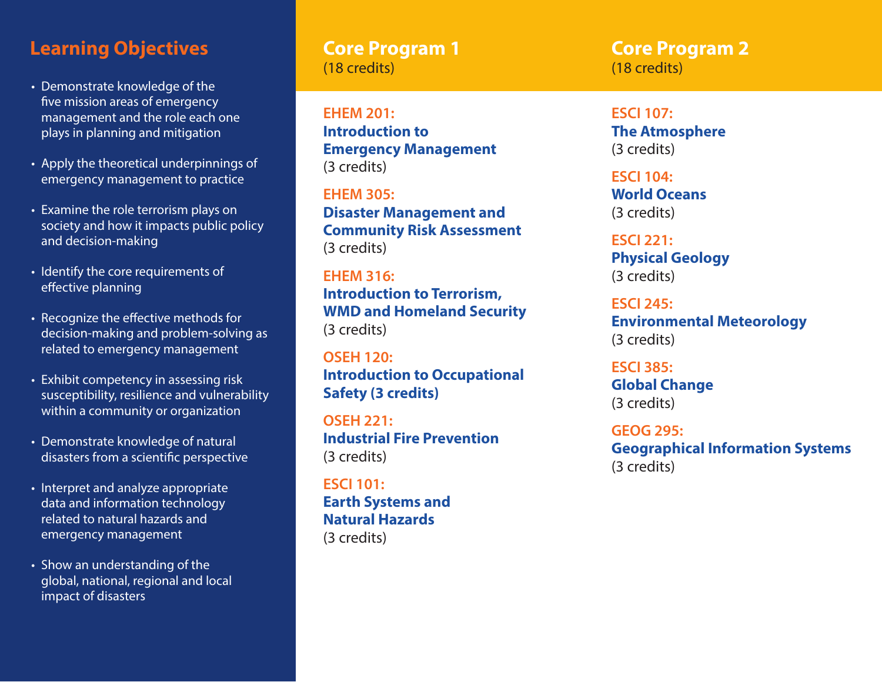## Learning Objectives

- Demonstrate knowledge of the five mission areas of emergency management and the role each one plays in planning and mitigation
- Apply the theoretical underpinnings of emergency management to practice
- Examine the role terrorism plays on society and how it impacts public policy and decision-making
- Identify the core requirements of effective planning
- Recognize the effective methods for decision-making and problem-solving as related to emergency management
- Exhibit competency in assessing risk susceptibility, resilience and vulnerability within a community or organization
- Demonstrate knowledge of natural disasters from a scientific perspective
- Interpret and analyze appropriate data and information technology related to natural hazards and emergency management
- Show an understanding of the global, national, regional and local impact of disasters

## Core Program 1
(18 credits)

**EHEM 201:**
**Introduction to Emergency Management**
(3 credits)

**EHEM 305:**
**Disaster Management and Community Risk Assessment**
(3 credits)

**EHEM 316:**
**Introduction to Terrorism, WMD and Homeland Security**
(3 credits)

**OSEH 120:**
**Introduction to Occupational Safety (3 credits)**

**OSEH 221:**
**Industrial Fire Prevention**
(3 credits)

**ESCI 101:**
**Earth Systems and Natural Hazards**
(3 credits)

## Core Program 2
(18 credits)

**ESCI 107:**
**The Atmosphere**
(3 credits)

**ESCI 104:**
**World Oceans**
(3 credits)

**ESCI 221:**
**Physical Geology**
(3 credits)

**ESCI 245:**
**Environmental Meteorology**
(3 credits)

**ESCI 385:**
**Global Change**
(3 credits)

**GEOG 295:**
**Geographical Information Systems**
(3 credits)